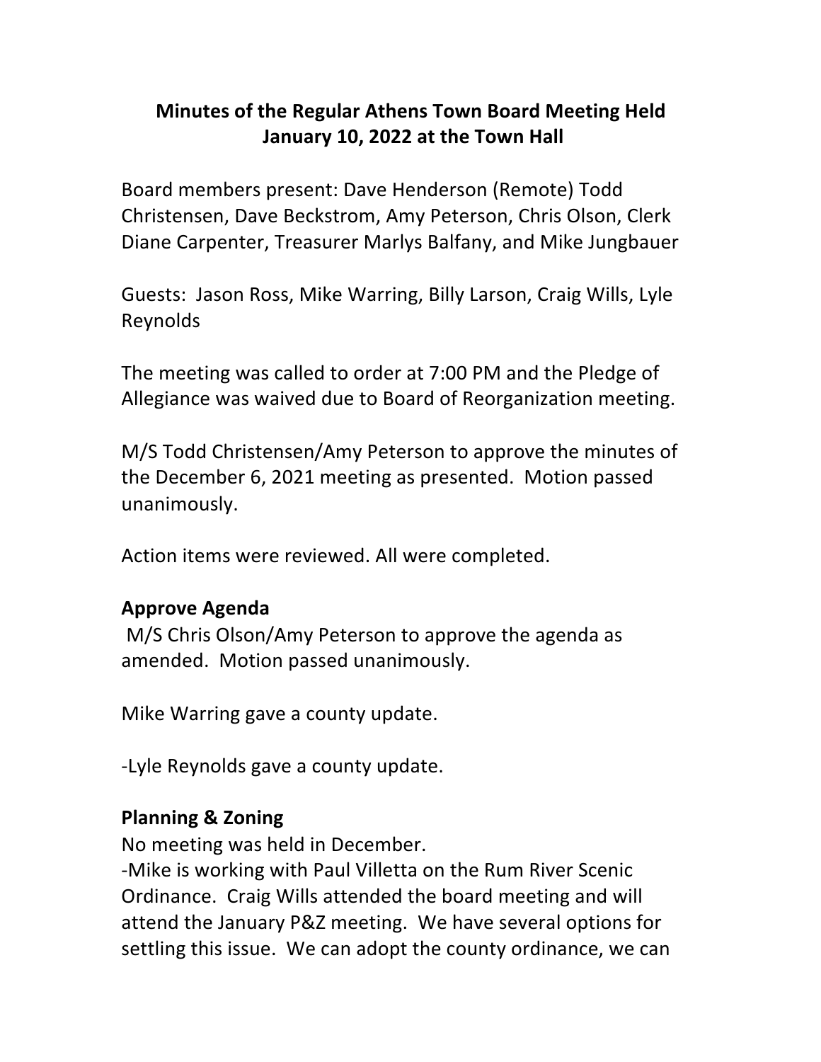# Minutes of the Regular Athens Town Board Meeting Held January 10, 2022 at the Town Hall

Board members present: Dave Henderson (Remote) Todd Christensen, Dave Beckstrom, Amy Peterson, Chris Olson, Clerk Diane Carpenter, Treasurer Marlys Balfany, and Mike Jungbauer

Guests: Jason Ross, Mike Warring, Billy Larson, Craig Wills, Lyle Reynolds

The meeting was called to order at 7:00 PM and the Pledge of Allegiance was waived due to Board of Reorganization meeting.

M/S Todd Christensen/Amy Peterson to approve the minutes of the December 6, 2021 meeting as presented. Motion passed unanimously.

Action items were reviewed. All were completed.

## Approve Agenda

M/S Chris Olson/Amy Peterson to approve the agenda as amended. Motion passed unanimously.

Mike Warring gave a county update.

-Lyle Reynolds gave a county update.

## Planning & Zoning

No meeting was held in December.
-Mike is working with Paul Villetta on the Rum River Scenic Ordinance. Craig Wills attended the board meeting and will attend the January P&Z meeting. We have several options for settling this issue. We can adopt the county ordinance, we can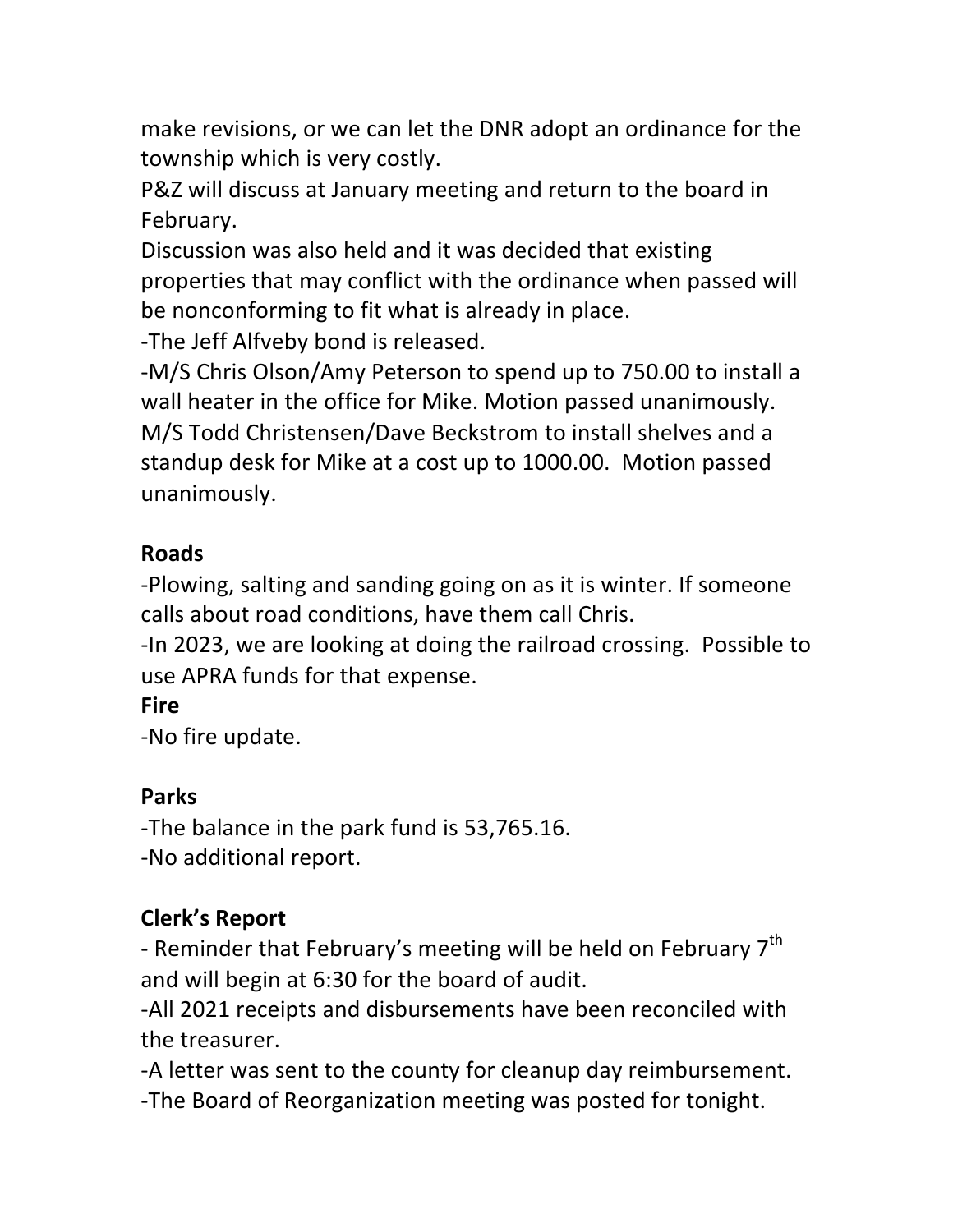make revisions, or we can let the DNR adopt an ordinance for the township which is very costly.

P&Z will discuss at January meeting and return to the board in February.

Discussion was also held and it was decided that existing properties that may conflict with the ordinance when passed will be nonconforming to fit what is already in place.

-The Jeff Alfveby bond is released.

-M/S Chris Olson/Amy Peterson to spend up to 750.00 to install a wall heater in the office for Mike. Motion passed unanimously.

M/S Todd Christensen/Dave Beckstrom to install shelves and a standup desk for Mike at a cost up to 1000.00. Motion passed unanimously.

**Roads**

-Plowing, salting and sanding going on as it is winter. If someone calls about road conditions, have them call Chris.

-In 2023, we are looking at doing the railroad crossing. Possible to use APRA funds for that expense.

**Fire**

-No fire update.

**Parks**

-The balance in the park fund is 53,765.16.

-No additional report.

**Clerk's Report**

- Reminder that February's meeting will be held on February 7th and will begin at 6:30 for the board of audit.

-All 2021 receipts and disbursements have been reconciled with the treasurer.

-A letter was sent to the county for cleanup day reimbursement.

-The Board of Reorganization meeting was posted for tonight.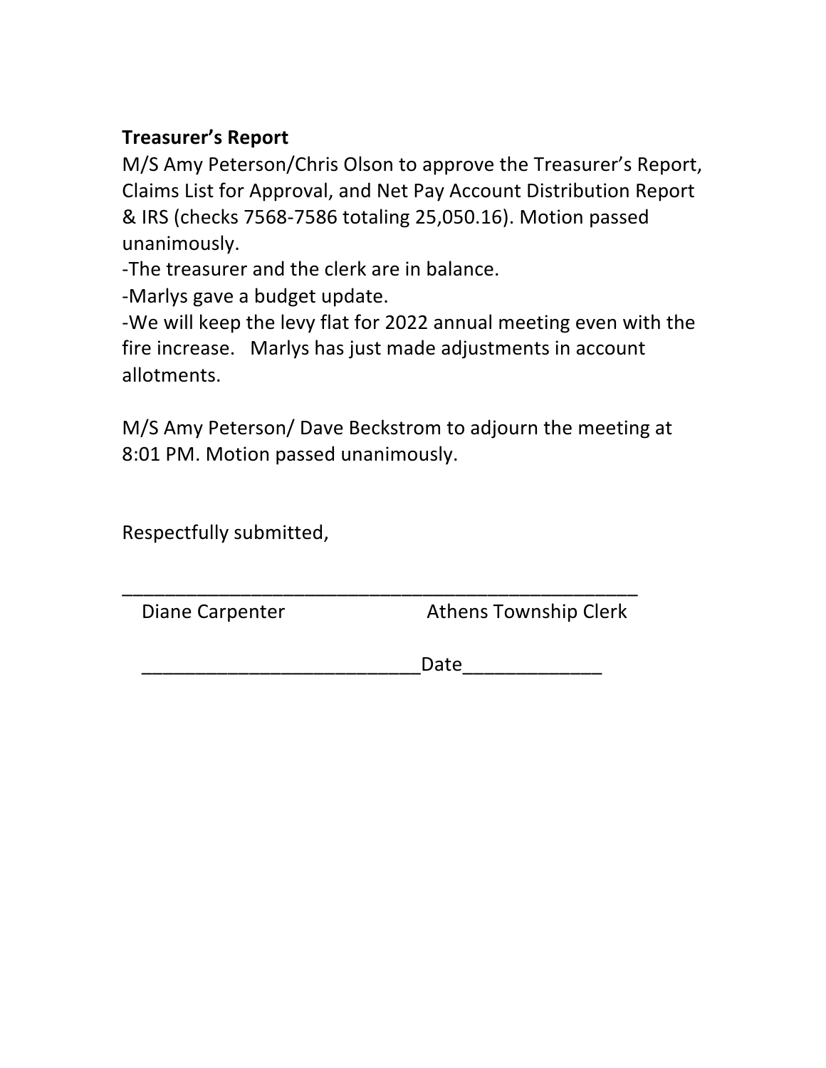**Treasurer's Report**

M/S Amy Peterson/Chris Olson to approve the Treasurer's Report, Claims List for Approval, and Net Pay Account Distribution Report & IRS (checks 7568-7586 totaling 25,050.16). Motion passed unanimously.

-The treasurer and the clerk are in balance.

-Marlys gave a budget update.

-We will keep the levy flat for 2022 annual meeting even with the fire increase.   Marlys has just made adjustments in account allotments.

M/S Amy Peterson/ Dave Beckstrom to adjourn the meeting at 8:01 PM. Motion passed unanimously.

Respectfully submitted,

___________________________________________________

Diane Carpenter                         Athens Township Clerk

___________________________Date_____________